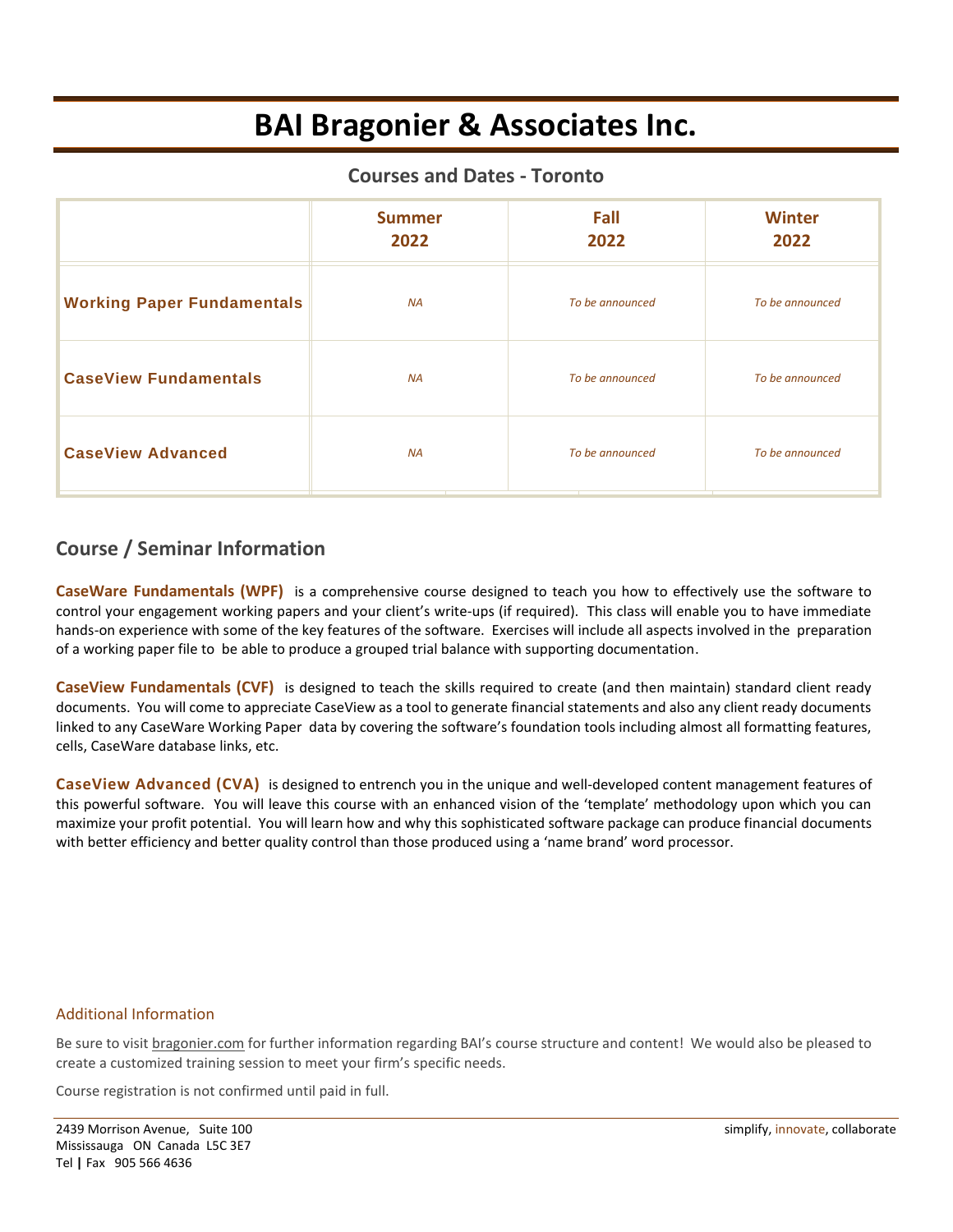# BAI Bragonier & Associates Inc.

## Courses and Dates - Toronto

| | Summer 2022 | Fall 2022 | Winter 2022 |
|---|---|---|---|
| **Working Paper Fundamentals** | *NA* | *To be announced* | *To be announced* |
| **CaseView Fundamentals** | *NA* | *To be announced* | *To be announced* |
| **CaseView Advanced** | *NA* | *To be announced* | *To be announced* |

## Course / Seminar Information

**CaseWare Fundamentals (WPF)** is a comprehensive course designed to teach you how to effectively use the software to control your engagement working papers and your client's write-ups (if required). This class will enable you to have immediate hands-on experience with some of the key features of the software. Exercises will include all aspects involved in the preparation of a working paper file to be able to produce a grouped trial balance with supporting documentation.

**CaseView Fundamentals (CVF)** is designed to teach the skills required to create (and then maintain) standard client ready documents. You will come to appreciate CaseView as a tool to generate financial statements and also any client ready documents linked to any CaseWare Working Paper data by covering the software's foundation tools including almost all formatting features, cells, CaseWare database links, etc.

**CaseView Advanced (CVA)** is designed to entrench you in the unique and well-developed content management features of this powerful software. You will leave this course with an enhanced vision of the 'template' methodology upon which you can maximize your profit potential. You will learn how and why this sophisticated software package can produce financial documents with better efficiency and better quality control than those produced using a 'name brand' word processor.

### Additional Information

Be sure to visit bragonier.com for further information regarding BAI's course structure and content! We would also be pleased to create a customized training session to meet your firm's specific needs.

Course registration is not confirmed until paid in full.

2439 Morrison Avenue, Suite 100
Mississauga ON Canada L5C 3E7
Tel | Fax 905 566 4636

simplify, innovate, collaborate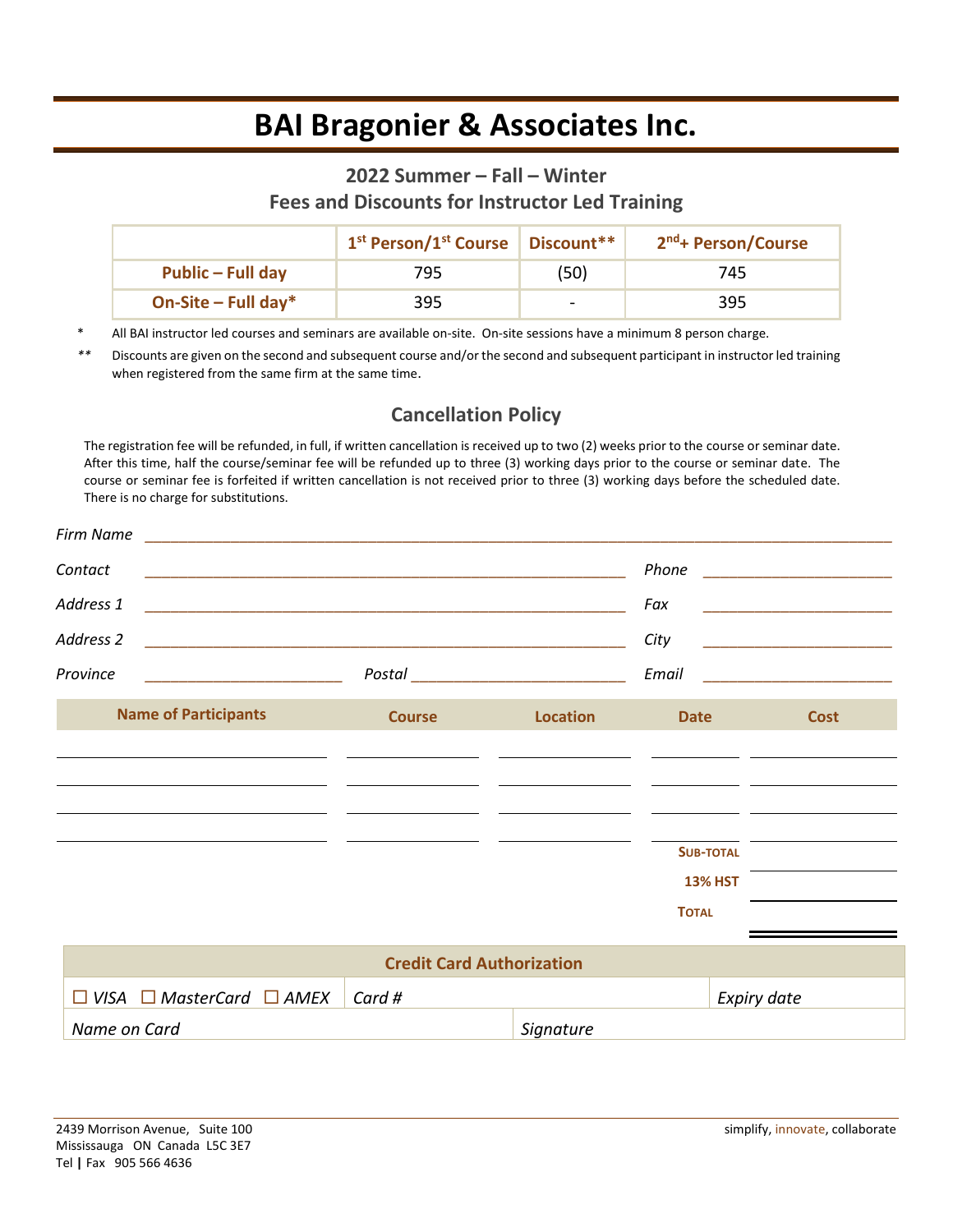# BAI Bragonier & Associates Inc.

## 2022 Summer – Fall – Winter
## Fees and Discounts for Instructor Led Training

| | 1st Person/1st Course | Discount** | 2nd+ Person/Course |
|---|---|---|---|
| **Public – Full day** | 795 | (50) | 745 |
| **On-Site – Full day*** | 395 | - | 395 |

\* All BAI instructor led courses and seminars are available on-site. On-site sessions have a minimum 8 person charge.

** Discounts are given on the second and subsequent course and/or the second and subsequent participant in instructor led training when registered from the same firm at the same time.

### Cancellation Policy

The registration fee will be refunded, in full, if written cancellation is received up to two (2) weeks prior to the course or seminar date. After this time, half the course/seminar fee will be refunded up to three (3) working days prior to the course or seminar date. The course or seminar fee is forfeited if written cancellation is not received prior to three (3) working days before the scheduled date. There is no charge for substitutions.

*Firm Name* ______________________________________________

*Contact* ______________________________ *Phone* ____________________

*Address 1* ______________________________ *Fax* ____________________

*Address 2* ______________________________ *City* ____________________

*Province* ____________________ *Postal* ____________________ *Email* ____________________

| Name of Participants | Course | Location | Date | Cost |
|---|---|---|---|---|
| | | | | |
| | | | | |
| | | | | |
| | | | | |
| | | | **SUB-TOTAL** | |
| | | | **13% HST** | |
| | | | **TOTAL** | |

| Credit Card Authorization | | |
|---|---|---|
| ☐ *VISA* ☐ *MasterCard* ☐ *AMEX* | *Card #* | *Expiry date* |
| *Name on Card* | *Signature* | |

2439 Morrison Avenue, Suite 100
Mississauga ON Canada L5C 3E7
Tel | Fax 905 566 4636

simplify, innovate, collaborate